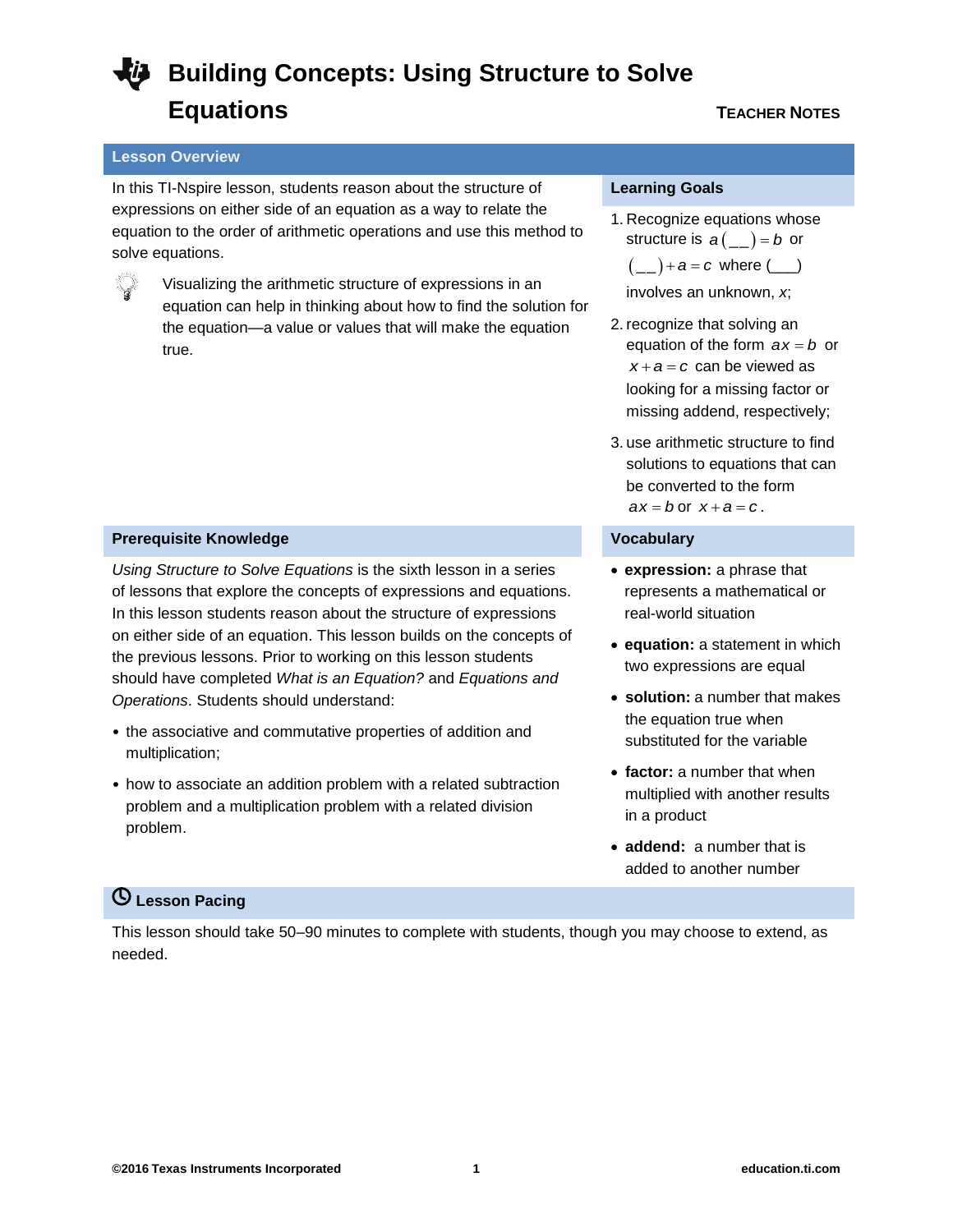# Building Concepts: Using Structure to Solve Equations

**TEACHER NOTES**

## Lesson Overview

In this TI-Nspire lesson, students reason about the structure of expressions on either side of an equation as a way to relate the equation to the order of arithmetic operations and use this method to solve equations.

Visualizing the arithmetic structure of expressions in an equation can help in thinking about how to find the solution for the equation—a value or values that will make the equation true.

### Learning Goals

1. Recognize equations whose structure is $a(\_\_)=b$ or $(\_\_)+a=c$ where (\_\_\_) involves an unknown, $x$;
2. recognize that solving an equation of the form $ax=b$ or $x+a=c$ can be viewed as looking for a missing factor or missing addend, respectively;
3. use arithmetic structure to find solutions to equations that can be converted to the form $ax=b$ or $x+a=c$.

### Prerequisite Knowledge

*Using Structure to Solve Equations* is the sixth lesson in a series of lessons that explore the concepts of expressions and equations. In this lesson students reason about the structure of expressions on either side of an equation. This lesson builds on the concepts of the previous lessons. Prior to working on this lesson students should have completed *What is an Equation?* and *Equations and Operations*. Students should understand:

- the associative and commutative properties of addition and multiplication;
- how to associate an addition problem with a related subtraction problem and a multiplication problem with a related division problem.

### Vocabulary

- **expression:** a phrase that represents a mathematical or real-world situation
- **equation:** a statement in which two expressions are equal
- **solution:** a number that makes the equation true when substituted for the variable
- **factor:** a number that when multiplied with another results in a product
- **addend:** a number that is added to another number

### Lesson Pacing

This lesson should take 50–90 minutes to complete with students, though you may choose to extend, as needed.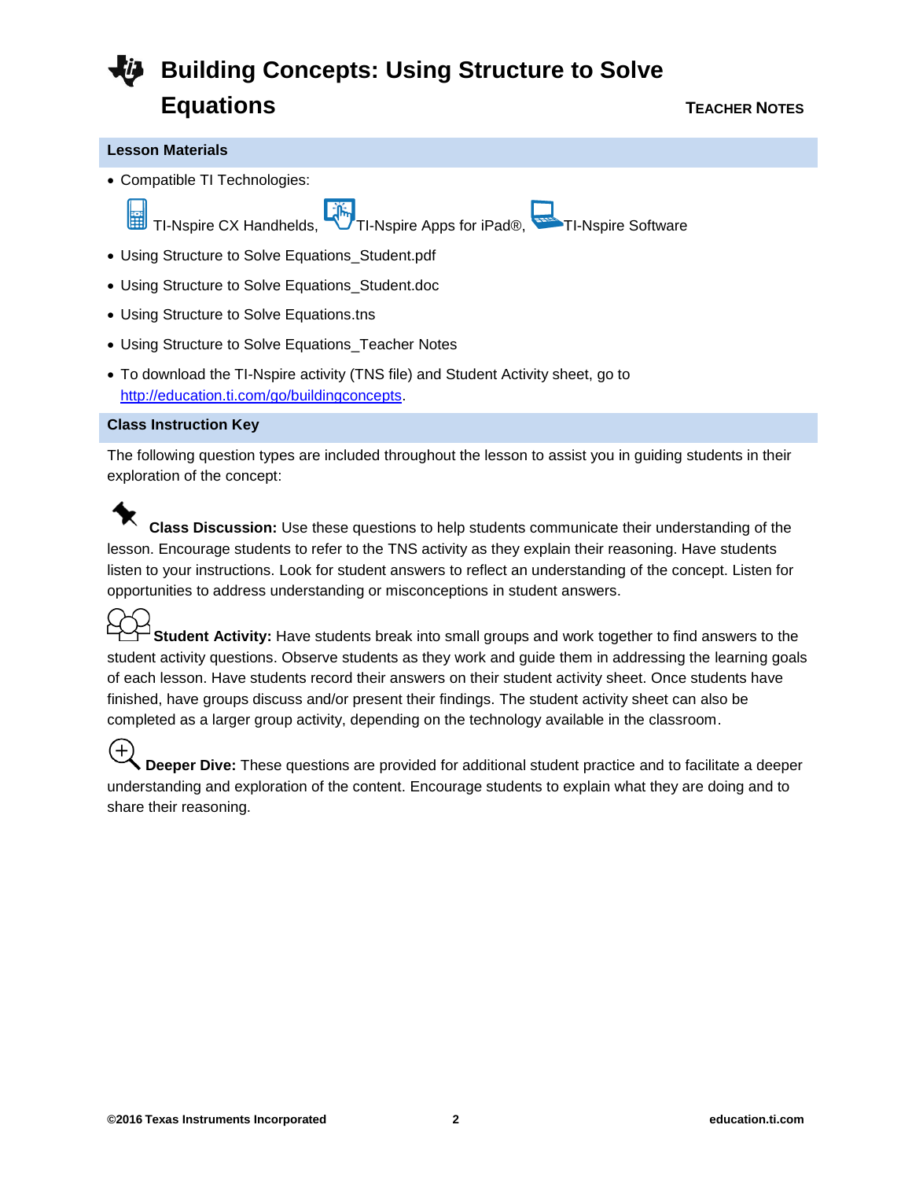# Building Concepts: Using Structure to Solve Equations

**TEACHER NOTES**

## Lesson Materials

- Compatible TI Technologies:

  TI-Nspire CX Handhelds, TI-Nspire Apps for iPad®, TI-Nspire Software

- Using Structure to Solve Equations_Student.pdf
- Using Structure to Solve Equations_Student.doc
- Using Structure to Solve Equations.tns
- Using Structure to Solve Equations_Teacher Notes
- To download the TI-Nspire activity (TNS file) and Student Activity sheet, go to http://education.ti.com/go/buildingconcepts.

## Class Instruction Key

The following question types are included throughout the lesson to assist you in guiding students in their exploration of the concept:

**Class Discussion:** Use these questions to help students communicate their understanding of the lesson. Encourage students to refer to the TNS activity as they explain their reasoning. Have students listen to your instructions. Look for student answers to reflect an understanding of the concept. Listen for opportunities to address understanding or misconceptions in student answers.

**Student Activity:** Have students break into small groups and work together to find answers to the student activity questions. Observe students as they work and guide them in addressing the learning goals of each lesson. Have students record their answers on their student activity sheet. Once students have finished, have groups discuss and/or present their findings. The student activity sheet can also be completed as a larger group activity, depending on the technology available in the classroom.

**Deeper Dive:** These questions are provided for additional student practice and to facilitate a deeper understanding and exploration of the content. Encourage students to explain what they are doing and to share their reasoning.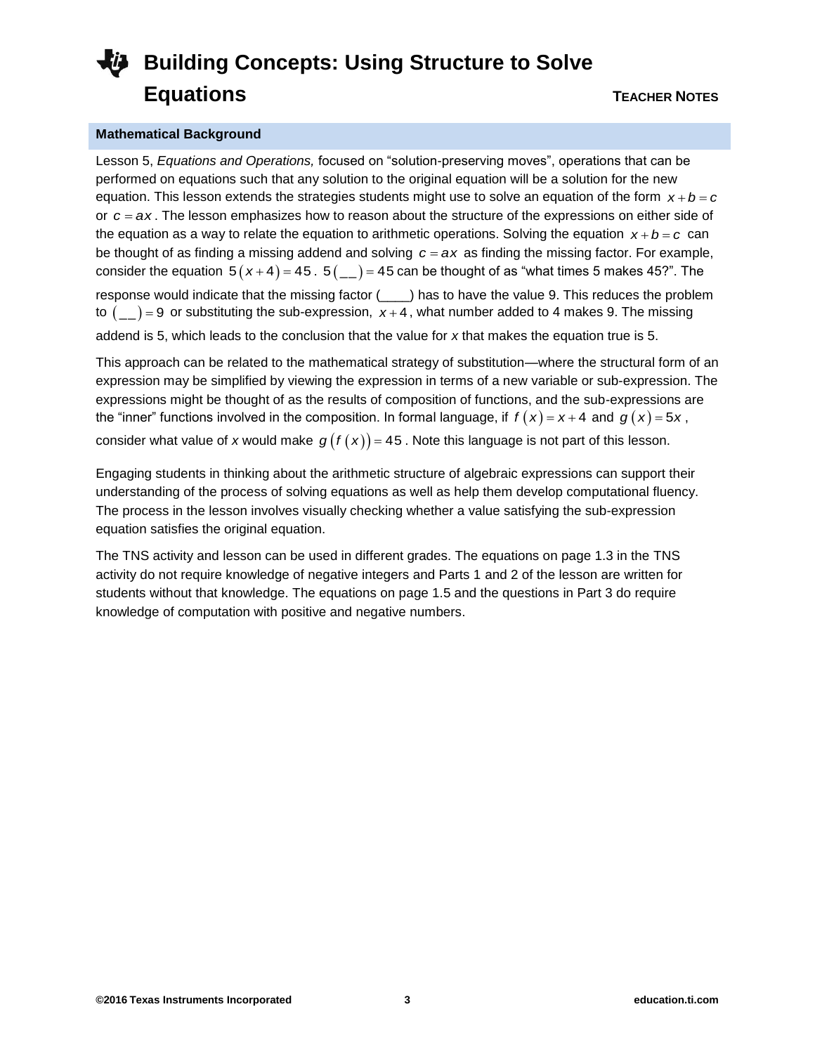## Mathematical Background

Lesson 5, *Equations and Operations,* focused on "solution-preserving moves", operations that can be performed on equations such that any solution to the original equation will be a solution for the new equation. This lesson extends the strategies students might use to solve an equation of the form $x+b=c$ or $c=ax$. The lesson emphasizes how to reason about the structure of the expressions on either side of the equation as a way to relate the equation to arithmetic operations. Solving the equation $x+b=c$ can be thought of as finding a missing addend and solving $c=ax$ as finding the missing factor. For example, consider the equation $5(x+4)=45$. $5(\_\_)=45$ can be thought of as "what times 5 makes 45?". The response would indicate that the missing factor (____) has to have the value 9. This reduces the problem to $(\_\_)=9$ or substituting the sub-expression, $x+4$, what number added to 4 makes 9. The missing addend is 5, which leads to the conclusion that the value for *x* that makes the equation true is 5.

This approach can be related to the mathematical strategy of substitution—where the structural form of an expression may be simplified by viewing the expression in terms of a new variable or sub-expression. The expressions might be thought of as the results of composition of functions, and the sub-expressions are the "inner" functions involved in the composition. In formal language, if $f(x)=x+4$ and $g(x)=5x$, consider what value of *x* would make $g(f(x))=45$. Note this language is not part of this lesson.

Engaging students in thinking about the arithmetic structure of algebraic expressions can support their understanding of the process of solving equations as well as help them develop computational fluency. The process in the lesson involves visually checking whether a value satisfying the sub-expression equation satisfies the original equation.

The TNS activity and lesson can be used in different grades. The equations on page 1.3 in the TNS activity do not require knowledge of negative integers and Parts 1 and 2 of the lesson are written for students without that knowledge. The equations on page 1.5 and the questions in Part 3 do require knowledge of computation with positive and negative numbers.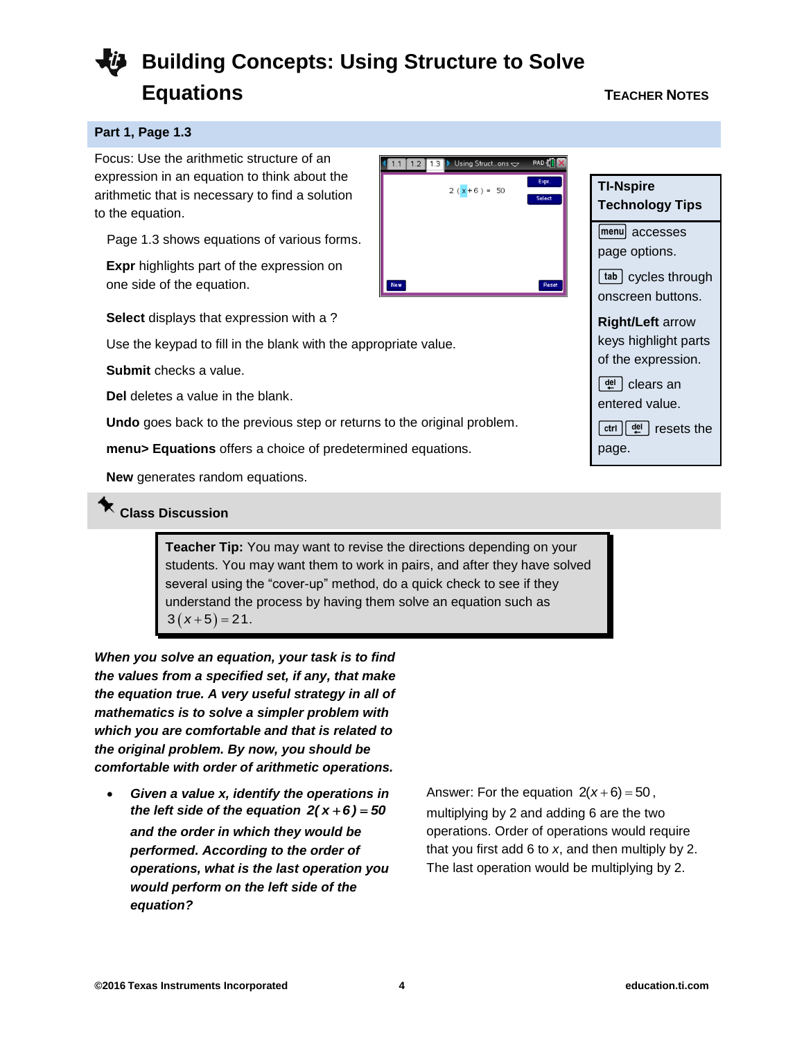# Building Concepts: Using Structure to Solve Equations

**TEACHER NOTES**

## Part 1, Page 1.3

Focus: Use the arithmetic structure of an expression in an equation to think about the arithmetic that is necessary to find a solution to the equation.

Page 1.3 shows equations of various forms.

**Expr** highlights part of the expression on one side of the equation.

**Select** displays that expression with a ?

Use the keypad to fill in the blank with the appropriate value.

**Submit** checks a value.

**Del** deletes a value in the blank.

**Undo** goes back to the previous step or returns to the original problem.

**menu> Equations** offers a choice of predetermined equations.

**New** generates random equations.

**TI-Nspire Technology Tips**

**menu** accesses page options.

**tab** cycles through onscreen buttons.

**Right/Left** arrow keys highlight parts of the expression.

**del** clears an entered value.

**ctrl** **del** resets the page.

### Class Discussion

**Teacher Tip:** You may want to revise the directions depending on your students. You may want them to work in pairs, and after they have solved several using the “cover-up” method, do a quick check to see if they understand the process by having them solve an equation such as $3(x+5)=21$.

***When you solve an equation, your task is to find the values from a specified set, if any, that make the equation true. A very useful strategy in all of mathematics is to solve a simpler problem with which you are comfortable and that is related to the original problem. By now, you should be comfortable with order of arithmetic operations.***

- ***Given a value x, identify the operations in the left side of the equation $2(x+6)=50$ and the order in which they would be performed. According to the order of operations, what is the last operation you would perform on the left side of the equation?***

Answer: For the equation $2(x+6)=50$, multiplying by 2 and adding 6 are the two operations. Order of operations would require that you first add 6 to $x$, and then multiply by 2. The last operation would be multiplying by 2.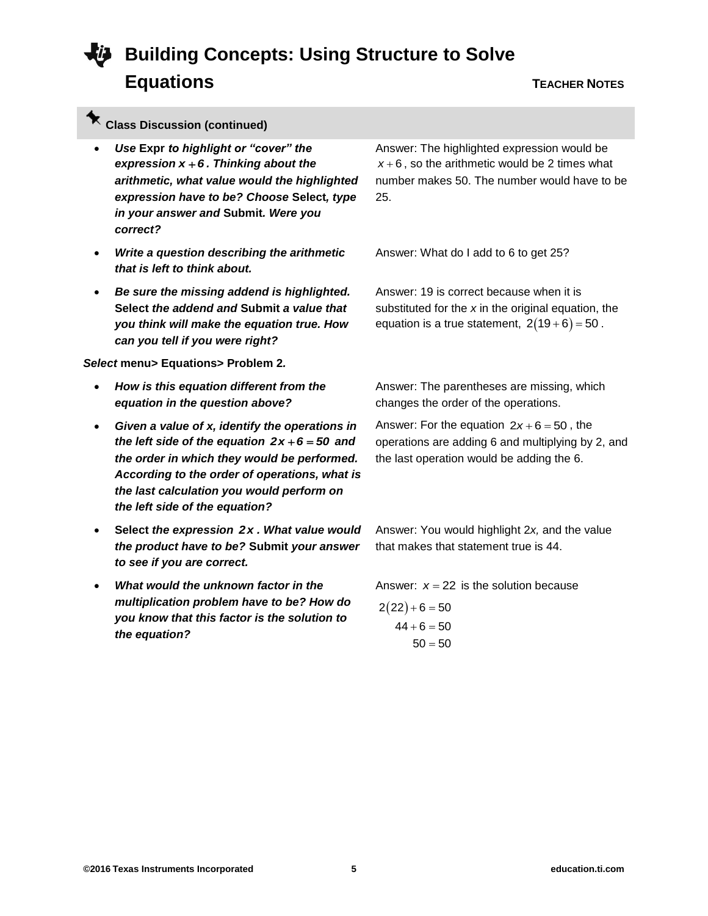# Building Concepts: Using Structure to Solve Equations

**TEACHER NOTES**

## Class Discussion (continued)

| | |
|---|---|
| • ***Use* Expr *to highlight or "cover" the expression $x + 6$. Thinking about the arithmetic, what value would the highlighted expression have to be? Choose* Select*, type in your answer and* Submit*. Were you correct?*** | Answer: The highlighted expression would be $x + 6$, so the arithmetic would be 2 times what number makes 50. The number would have to be 25. |
| • ***Write a question describing the arithmetic that is left to think about.*** | Answer: What do I add to 6 to get 25? |
| • ***Be sure the missing addend is highlighted.* Select *the addend and* Submit *a value that you think will make the equation true. How can you tell if you were right?*** | Answer: 19 is correct because when it is substituted for the *x* in the original equation, the equation is a true statement, $2(19 + 6) = 50$. |

***Select* menu> Equations> Problem 2*.***

| | |
|---|---|
| • ***How is this equation different from the equation in the question above?*** | Answer: The parentheses are missing, which changes the order of the operations. |
| • ***Given a value of x, identify the operations in the left side of the equation $2x + 6 = 50$ and the order in which they would be performed. According to the order of operations, what is the last calculation you would perform on the left side of the equation?*** | Answer: For the equation $2x + 6 = 50$, the operations are adding 6 and multiplying by 2, and the last operation would be adding the 6. |
| • **Select *the expression $2x$. What value would the product have to be?* Submit *your answer to see if you are correct.*** | Answer: You would highlight 2*x,* and the value that makes that statement true is 44. |
| • ***What would the unknown factor in the multiplication problem have to be? How do you know that this factor is the solution to the equation?*** | Answer: $x = 22$ is the solution because $2(22) + 6 = 50$; $44 + 6 = 50$; $50 = 50$ |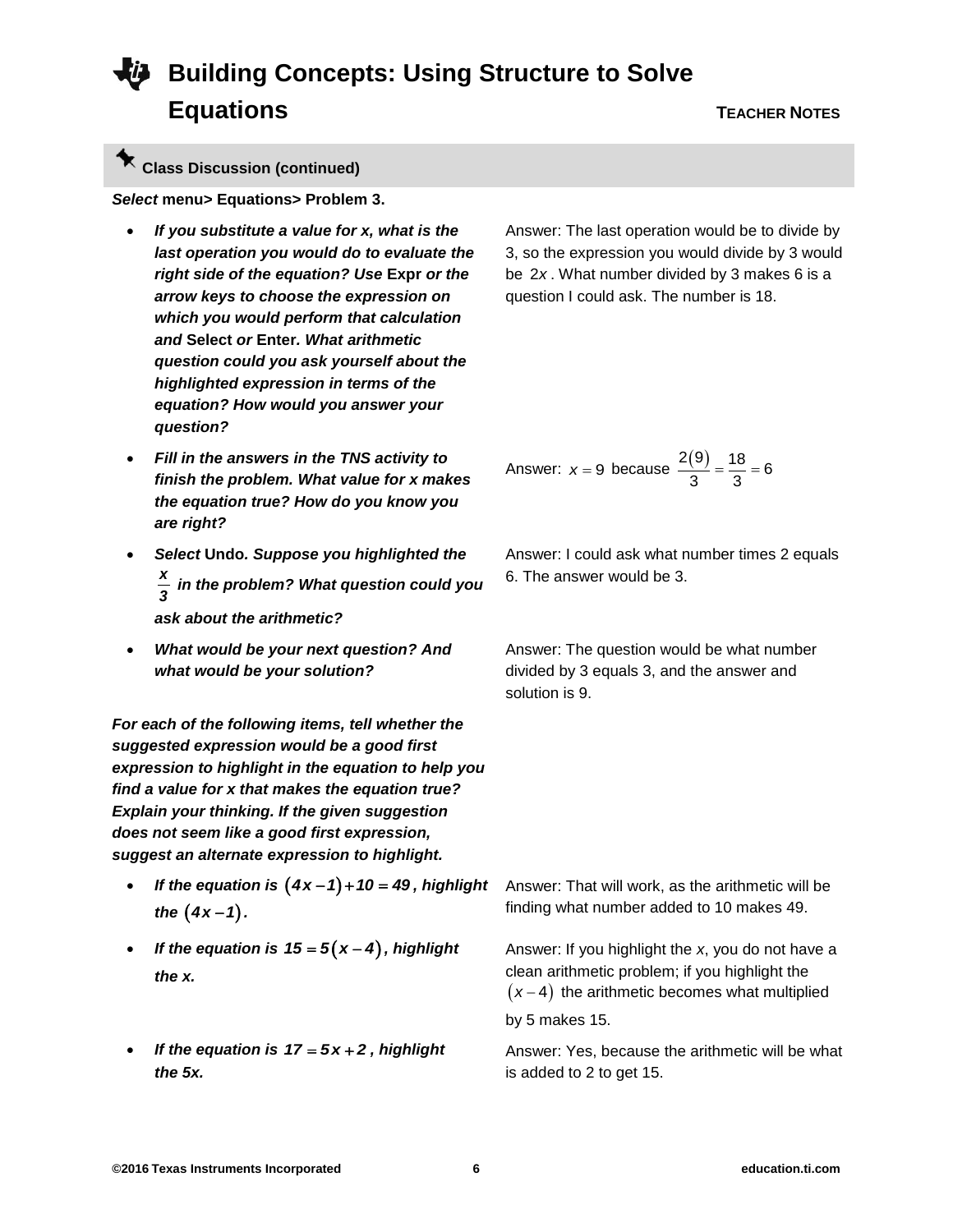# Building Concepts: Using Structure to Solve Equations

**TEACHER NOTES**

## Class Discussion (continued)

*Select* **menu> Equations> Problem 3.**

- ***If you substitute a value for x, what is the last operation you would do to evaluate the right side of the equation? Use* Expr *or the arrow keys to choose the expression on which you would perform that calculation and* Select *or* Enter*. What arithmetic question could you ask yourself about the highlighted expression in terms of the equation? How would you answer your question?***

  Answer: The last operation would be to divide by 3, so the expression you would divide by 3 would be $2x$. What number divided by 3 makes 6 is a question I could ask. The number is 18.

- ***Fill in the answers in the TNS activity to finish the problem. What value for x makes the equation true? How do you know you are right?***

  Answer: $x = 9$ because $\frac{2(9)}{3} = \frac{18}{3} = 6$

- ***Select* Undo*. Suppose you highlighted the $\frac{x}{3}$ in the problem? What question could you ask about the arithmetic?***

  Answer: I could ask what number times 2 equals 6. The answer would be 3.

- ***What would be your next question? And what would be your solution?***

  Answer: The question would be what number divided by 3 equals 3, and the answer and solution is 9.

***For each of the following items, tell whether the suggested expression would be a good first expression to highlight in the equation to help you find a value for x that makes the equation true? Explain your thinking. If the given suggestion does not seem like a good first expression, suggest an alternate expression to highlight.***

- ***If the equation is $(4x - 1) + 10 = 49$, highlight the $(4x - 1)$.***

  Answer: That will work, as the arithmetic will be finding what number added to 10 makes 49.

- ***If the equation is $15 = 5(x - 4)$, highlight the x.***

  Answer: If you highlight the *x*, you do not have a clean arithmetic problem; if you highlight the $(x - 4)$ the arithmetic becomes what multiplied by 5 makes 15.

- ***If the equation is $17 = 5x + 2$, highlight the 5x.***

  Answer: Yes, because the arithmetic will be what is added to 2 to get 15.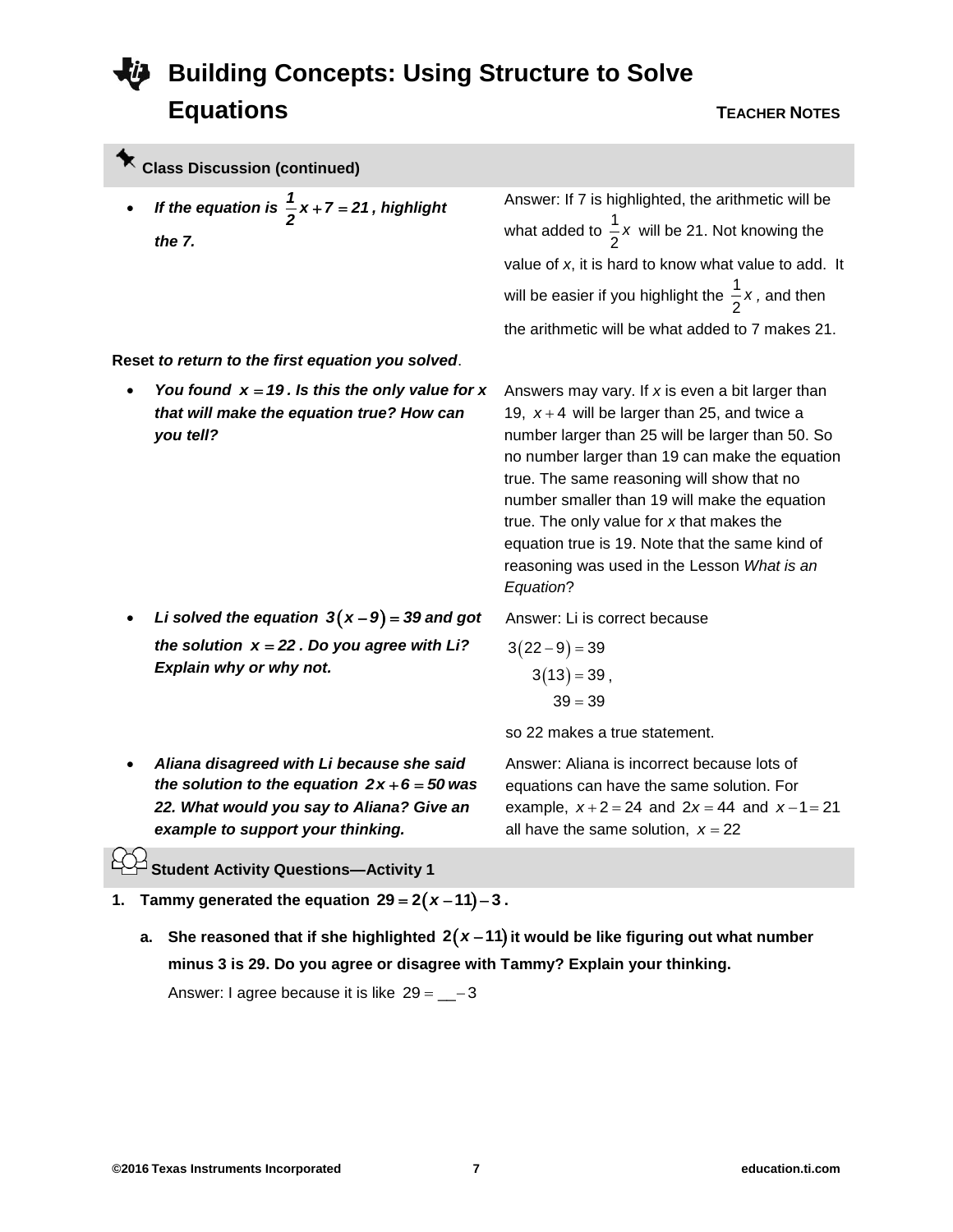# Building Concepts: Using Structure to Solve Equations

**TEACHER NOTES**

**Class Discussion (continued)**

- ***If the equation is $\frac{1}{2}x + 7 = 21$, highlight the 7.***

Answer: If 7 is highlighted, the arithmetic will be what added to $\frac{1}{2}x$ will be 21. Not knowing the value of *x*, it is hard to know what value to add. It will be easier if you highlight the $\frac{1}{2}x$, and then the arithmetic will be what added to 7 makes 21.

**Reset** ***to return to the first equation you solved***.

- ***You found $x = 19$. Is this the only value for x that will make the equation true? How can you tell?***

Answers may vary. If *x* is even a bit larger than 19, $x + 4$ will be larger than 25, and twice a number larger than 25 will be larger than 50. So no number larger than 19 can make the equation true. The same reasoning will show that no number smaller than 19 will make the equation true. The only value for *x* that makes the equation true is 19. Note that the same kind of reasoning was used in the Lesson *What is an Equation*?

- ***Li solved the equation $3(x - 9) = 39$ and got the solution $x = 22$. Do you agree with Li? Explain why or why not.***

Answer: Li is correct because

$$3(22 - 9) = 39$$
$$3(13) = 39,$$
$$39 = 39$$

so 22 makes a true statement.

- ***Aliana disagreed with Li because she said the solution to the equation $2x + 6 = 50$ was 22. What would you say to Aliana? Give an example to support your thinking.***

Answer: Aliana is incorrect because lots of equations can have the same solution. For example, $x + 2 = 24$ and $2x = 44$ and $x - 1 = 21$ all have the same solution, $x = 22$

**Student Activity Questions—Activity 1**

1. **Tammy generated the equation $29 = 2(x - 11) - 3$.**

   a. **She reasoned that if she highlighted $2(x - 11)$ it would be like figuring out what number minus 3 is 29. Do you agree or disagree with Tammy? Explain your thinking.**

   Answer: I agree because it is like $29 = \_\_ - 3$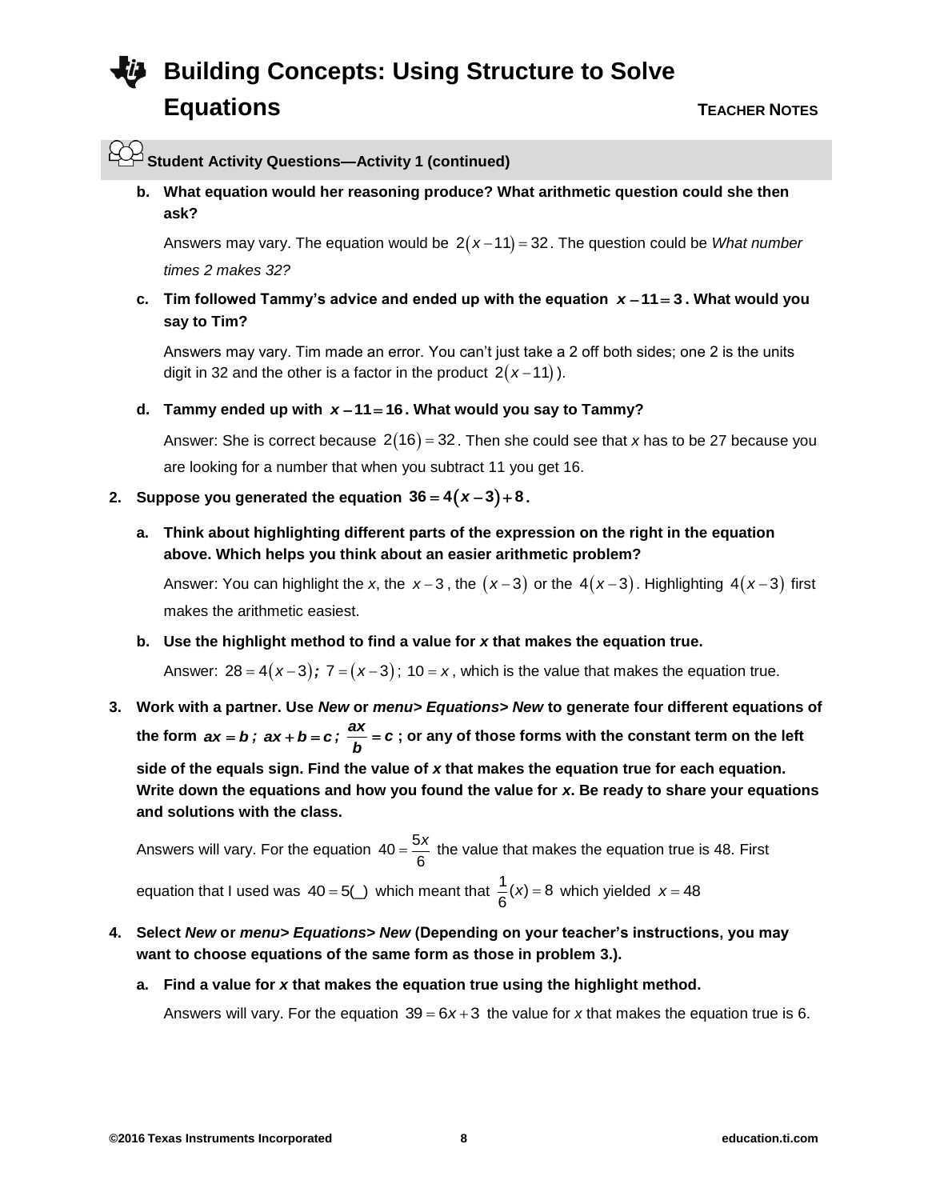# Building Concepts: Using Structure to Solve Equations

**TEACHER NOTES**

**Student Activity Questions—Activity 1 (continued)**

**b. What equation would her reasoning produce? What arithmetic question could she then ask?**

Answers may vary. The equation would be $2(x-11)=32$. The question could be *What number times 2 makes 32?*

**c. Tim followed Tammy's advice and ended up with the equation $x-11=3$. What would you say to Tim?**

Answers may vary. Tim made an error. You can't just take a 2 off both sides; one 2 is the units digit in 32 and the other is a factor in the product $2(x-11)$).

**d. Tammy ended up with $x-11=16$. What would you say to Tammy?**

Answer: She is correct because $2(16)=32$. Then she could see that *x* has to be 27 because you are looking for a number that when you subtract 11 you get 16.

**2. Suppose you generated the equation $36=4(x-3)+8$.**

**a. Think about highlighting different parts of the expression on the right in the equation above. Which helps you think about an easier arithmetic problem?**

Answer: You can highlight the *x*, the $x-3$, the $(x-3)$ or the $4(x-3)$. Highlighting $4(x-3)$ first makes the arithmetic easiest.

**b. Use the highlight method to find a value for *x* that makes the equation true.**

Answer: $28=4(x-3)$; $7=(x-3)$; $10=x$, which is the value that makes the equation true.

**3. Work with a partner. Use *New* or *menu> Equations> New* to generate four different equations of the form $ax=b$; $ax+b=c$; $\frac{ax}{b}=c$; or any of those forms with the constant term on the left side of the equals sign. Find the value of *x* that makes the equation true for each equation. Write down the equations and how you found the value for *x*. Be ready to share your equations and solutions with the class.**

Answers will vary. For the equation $40=\frac{5x}{6}$ the value that makes the equation true is 48. First equation that I used was $40=5(\_)$ which meant that $\frac{1}{6}(x)=8$ which yielded $x=48$

**4. Select *New* or *menu> Equations> New* (Depending on your teacher's instructions, you may want to choose equations of the same form as those in problem 3.).**

**a. Find a value for *x* that makes the equation true using the highlight method.**

Answers will vary. For the equation $39=6x+3$ the value for *x* that makes the equation true is 6.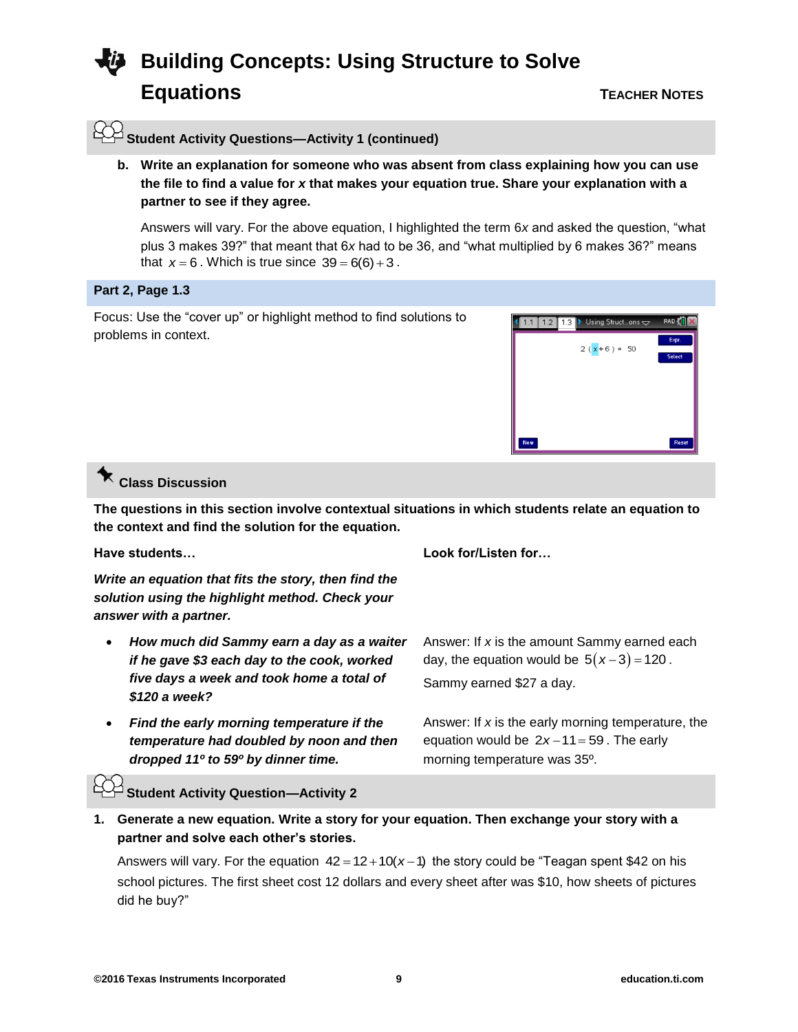# Building Concepts: Using Structure to Solve Equations

TEACHER NOTES

## Student Activity Questions—Activity 1 (continued)

**b. Write an explanation for someone who was absent from class explaining how you can use the file to find a value for *x* that makes your equation true. Share your explanation with a partner to see if they agree.**

Answers will vary. For the above equation, I highlighted the term 6*x* and asked the question, "what plus 3 makes 39?" that meant that 6*x* had to be 36, and "what multiplied by 6 makes 36?" means that $x = 6$. Which is true since $39 = 6(6) + 3$.

### Part 2, Page 1.3

Focus: Use the "cover up" or highlight method to find solutions to problems in context.

## Class Discussion

**The questions in this section involve contextual situations in which students relate an equation to the context and find the solution for the equation.**

| Have students… | Look for/Listen for… |
|---|---|
| ***Write an equation that fits the story, then find the solution using the highlight method. Check your answer with a partner.*** | |
| • ***How much did Sammy earn a day as a waiter if he gave $3 each day to the cook, worked five days a week and took home a total of $120 a week?*** | Answer: If *x* is the amount Sammy earned each day, the equation would be $5(x-3)=120$. Sammy earned $27 a day. |
| • ***Find the early morning temperature if the temperature had doubled by noon and then dropped 11º to 59º by dinner time.*** | Answer: If *x* is the early morning temperature, the equation would be $2x - 11 = 59$. The early morning temperature was 35º. |

## Student Activity Question—Activity 2

1. **Generate a new equation. Write a story for your equation. Then exchange your story with a partner and solve each other's stories.**

   Answers will vary. For the equation $42 = 12 + 10(x-1)$ the story could be "Teagan spent $42 on his school pictures. The first sheet cost 12 dollars and every sheet after was $10, how sheets of pictures did he buy?"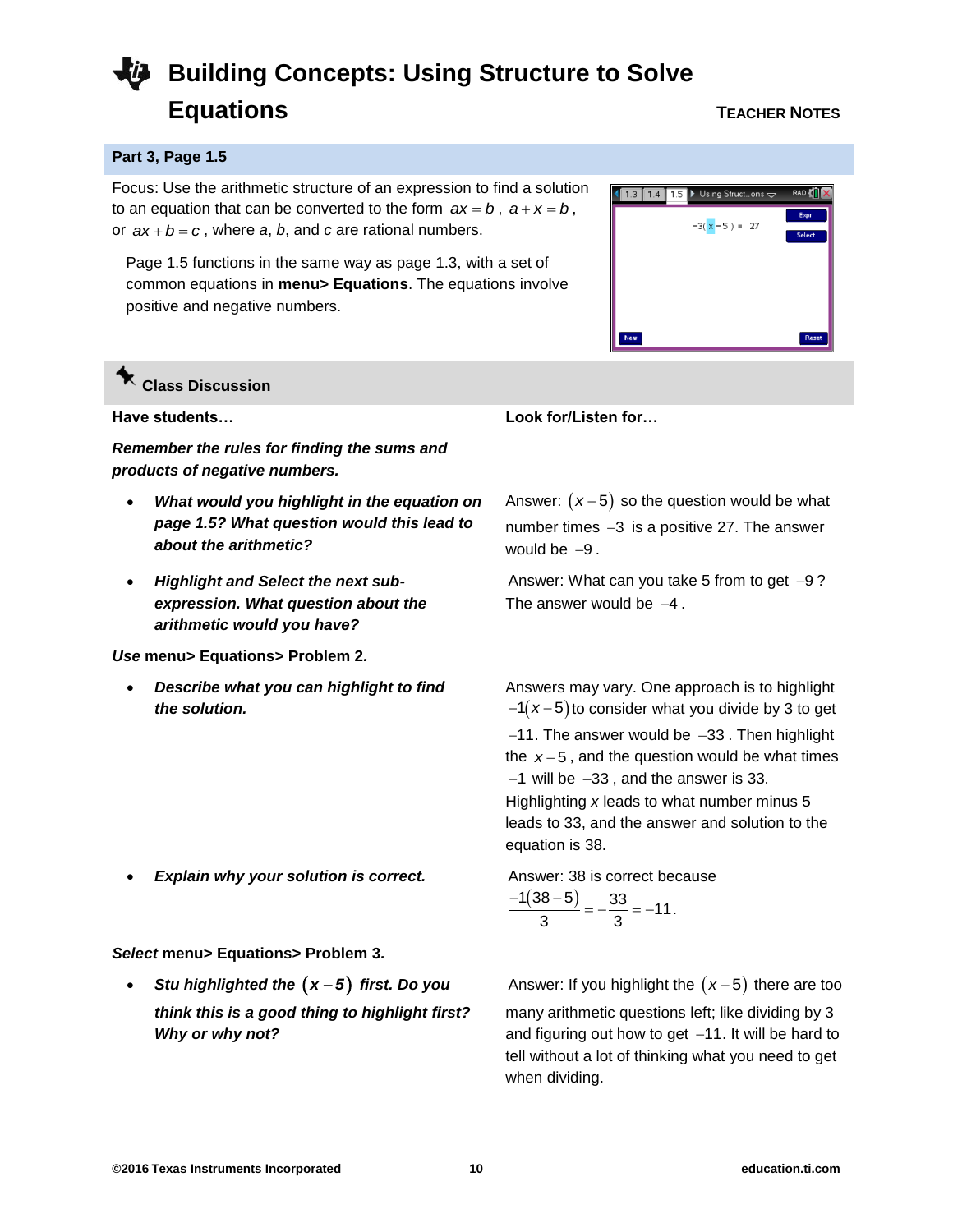# Building Concepts: Using Structure to Solve Equations

**TEACHER NOTES**

## Part 3, Page 1.5

Focus: Use the arithmetic structure of an expression to find a solution to an equation that can be converted to the form $ax = b$, $a + x = b$, or $ax + b = c$, where *a*, *b*, and *c* are rational numbers.

Page 1.5 functions in the same way as page 1.3, with a set of common equations in **menu> Equations**. The equations involve positive and negative numbers.

## Class Discussion

| Have students… | Look for/Listen for… |
|---|---|
| ***Remember the rules for finding the sums and products of negative numbers.*** | |
| • ***What would you highlight in the equation on page 1.5? What question would this lead to about the arithmetic?*** | Answer: $(x-5)$ so the question would be what number times $-3$ is a positive 27. The answer would be $-9$. |
| • ***Highlight and Select the next sub-expression. What question about the arithmetic would you have?*** | Answer: What can you take 5 from to get $-9$? The answer would be $-4$. |
| ***Use* menu> Equations> Problem 2*.*** | |
| • ***Describe what you can highlight to find the solution.*** | Answers may vary. One approach is to highlight $-1(x-5)$ to consider what you divide by 3 to get $-11$. The answer would be $-33$. Then highlight the $x-5$, and the question would be what times $-1$ will be $-33$, and the answer is 33. Highlighting *x* leads to what number minus 5 leads to 33, and the answer and solution to the equation is 38. |
| • ***Explain why your solution is correct.*** | Answer: 38 is correct because $\frac{-1(38-5)}{3} = -\frac{33}{3} = -11$. |
| ***Select* menu> Equations> Problem 3*.*** | |
| • ***Stu highlighted the $(x-5)$ first. Do you think this is a good thing to highlight first? Why or why not?*** | Answer: If you highlight the $(x-5)$ there are too many arithmetic questions left; like dividing by 3 and figuring out how to get $-11$. It will be hard to tell without a lot of thinking what you need to get when dividing. |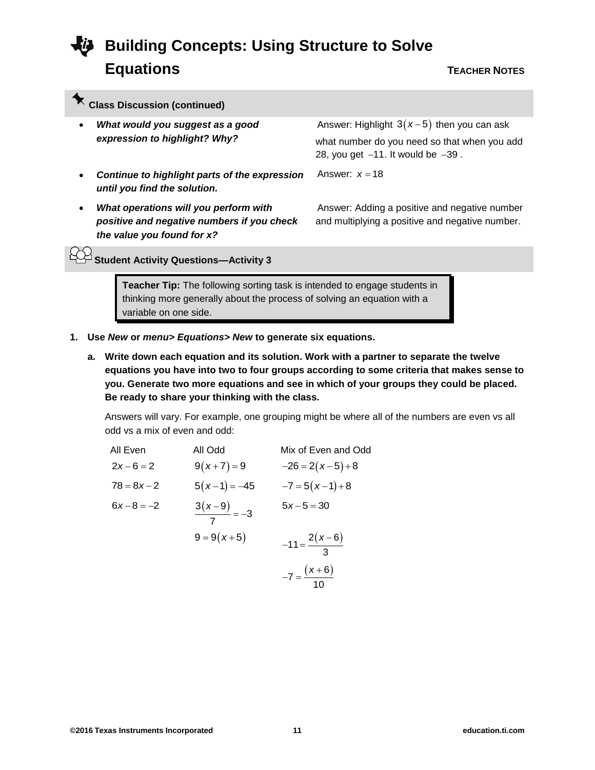# Building Concepts: Using Structure to Solve Equations

**TEACHER NOTES**

**Class Discussion (continued)**

- ***What would you suggest as a good expression to highlight? Why?***

  Answer: Highlight $3(x-5)$ then you can ask what number do you need so that when you add 28, you get $-11$. It would be $-39$.

- ***Continue to highlight parts of the expression until you find the solution.***

  Answer: $x = 18$

- ***What operations will you perform with positive and negative numbers if you check the value you found for x?***

  Answer: Adding a positive and negative number and multiplying a positive and negative number.

**Student Activity Questions—Activity 3**

> **Teacher Tip:** The following sorting task is intended to engage students in thinking more generally about the process of solving an equation with a variable on one side.

**1. Use *New* or *menu> Equations> New* to generate six equations.**

**a. Write down each equation and its solution. Work with a partner to separate the twelve equations you have into two to four groups according to some criteria that makes sense to you. Generate two more equations and see in which of your groups they could be placed. Be ready to share your thinking with the class.**

Answers will vary. For example, one grouping might be where all of the numbers are even vs all odd vs a mix of even and odd:

| All Even | All Odd | Mix of Even and Odd |
|---|---|---|
| $2x-6=2$ | $9(x+7)=9$ | $-26=2(x-5)+8$ |
| $78=8x-2$ | $5(x-1)=-45$ | $-7=5(x-1)+8$ |
| $6x-8=-2$ | $\frac{3(x-9)}{7}=-3$ | $5x-5=30$ |
| | $9=9(x+5)$ | $-11=\frac{2(x-6)}{3}$ |
| | | $-7=\frac{(x+6)}{10}$ |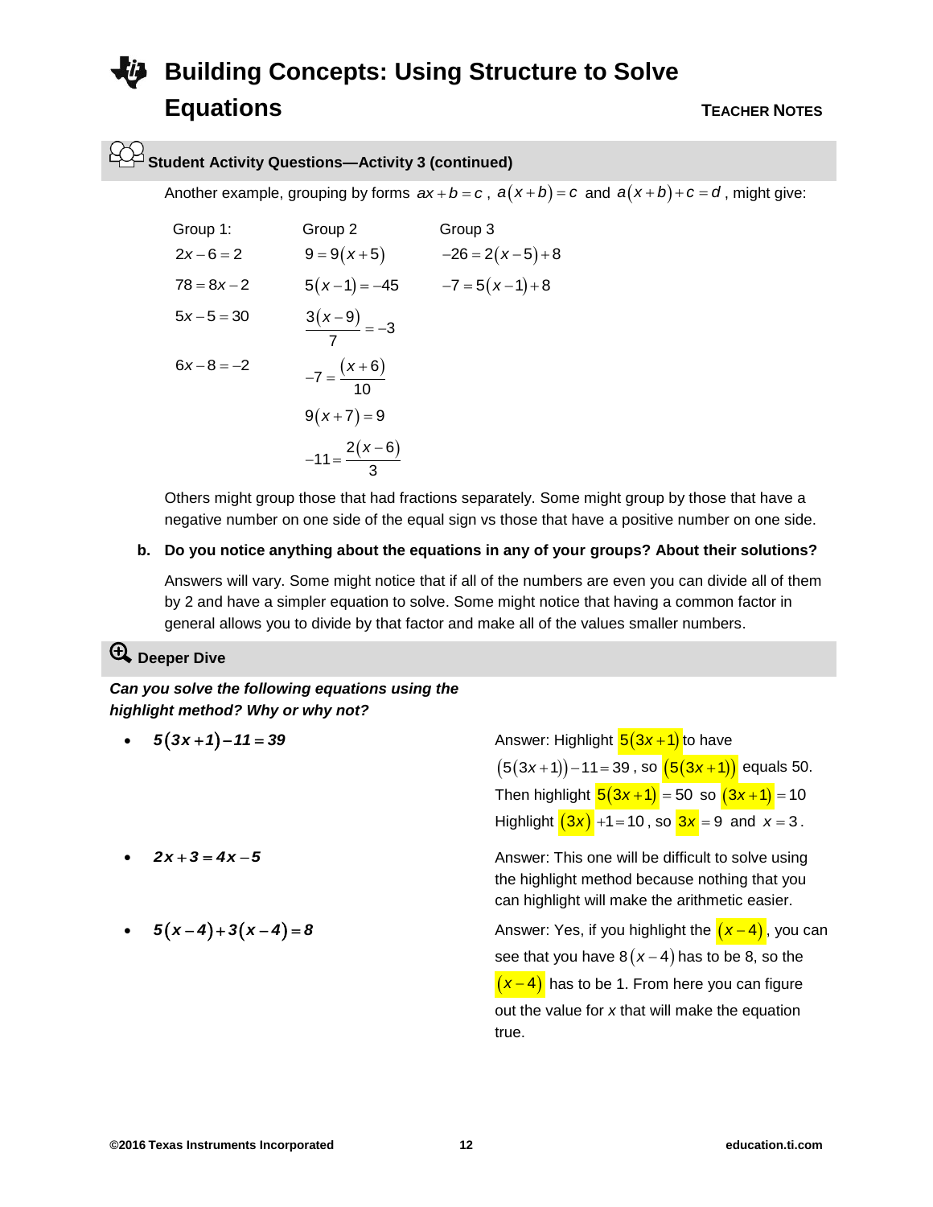# Building Concepts: Using Structure to Solve Equations

**TEACHER NOTES**

## Student Activity Questions—Activity 3 (continued)

Another example, grouping by forms $ax+b=c$, $a(x+b)=c$ and $a(x+b)+c=d$, might give:

| Group 1: | Group 2 | Group 3 |
|---|---|---|
| $2x-6=2$ | $9=9(x+5)$ | $-26=2(x-5)+8$ |
| $78=8x-2$ | $5(x-1)=-45$ | $-7=5(x-1)+8$ |
| $5x-5=30$ | $\frac{3(x-9)}{7}=-3$ | |
| $6x-8=-2$ | $-7=\frac{(x+6)}{10}$ | |
| | $9(x+7)=9$ | |
| | $-11=\frac{2(x-6)}{3}$ | |

Others might group those that had fractions separately. Some might group by those that have a negative number on one side of the equal sign vs those that have a positive number on one side.

**b. Do you notice anything about the equations in any of your groups? About their solutions?**

Answers will vary. Some might notice that if all of the numbers are even you can divide all of them by 2 and have a simpler equation to solve. Some might notice that having a common factor in general allows you to divide by that factor and make all of the values smaller numbers.

## Deeper Dive

***Can you solve the following equations using the highlight method? Why or why not?***

- ***$5(3x+1)-11=39$***

  Answer: Highlight $5(3x+1)$ to have $(5(3x+1))-11=39$, so $(5(3x+1))$ equals 50. Then highlight $5(3x+1)=50$ so $(3x+1)=10$. Highlight $(3x)+1=10$, so $3x=9$ and $x=3$.

- ***$2x+3=4x-5$***

  Answer: This one will be difficult to solve using the highlight method because nothing that you can highlight will make the arithmetic easier.

- ***$5(x-4)+3(x-4)=8$***

  Answer: Yes, if you highlight the $(x-4)$, you can see that you have $8(x-4)$ has to be 8, so the $(x-4)$ has to be 1. From here you can figure out the value for $x$ that will make the equation true.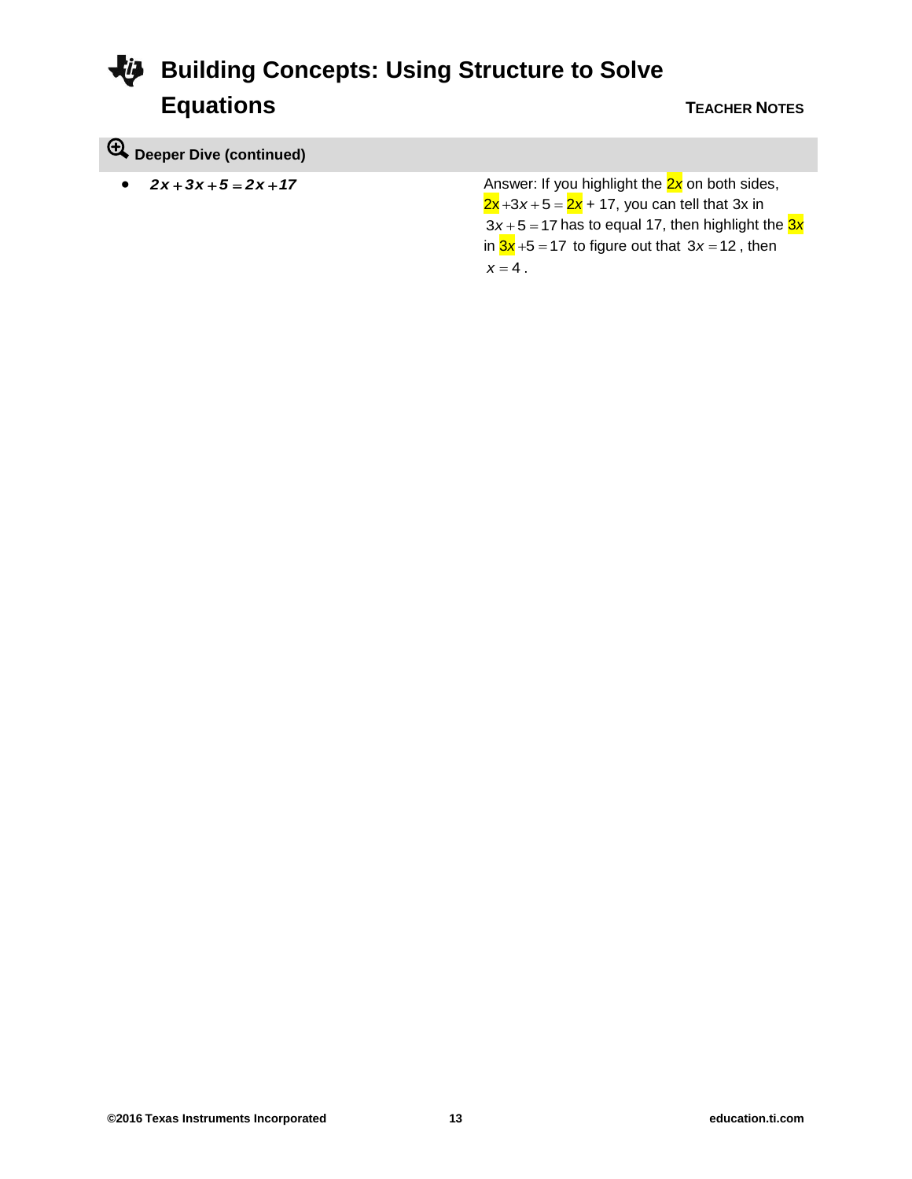## Deeper Dive (continued)

- $2x + 3x + 5 = 2x + 17$

Answer: If you highlight the $2x$ on both sides, $2x + 3x + 5 = 2x + 17$, you can tell that 3x in $3x + 5 = 17$ has to equal 17, then highlight the $3x$ in $3x + 5 = 17$ to figure out that $3x = 12$, then $x = 4$.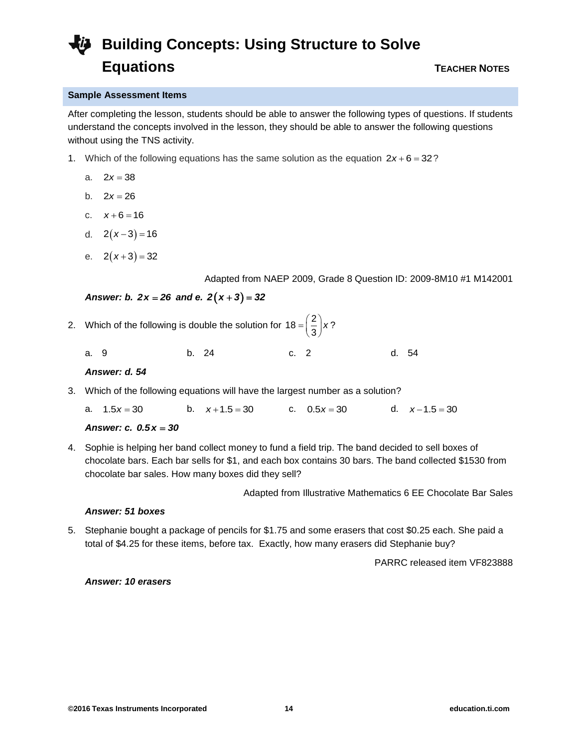# Building Concepts: Using Structure to Solve Equations

**TEACHER NOTES**

## Sample Assessment Items

After completing the lesson, students should be able to answer the following types of questions. If students understand the concepts involved in the lesson, they should be able to answer the following questions without using the TNS activity.

1. Which of the following equations has the same solution as the equation $2x + 6 = 32$?

   a. $2x = 38$

   b. $2x = 26$

   c. $x + 6 = 16$

   d. $2(x - 3) = 16$

   e. $2(x + 3) = 32$

   Adapted from NAEP 2009, Grade 8 Question ID: 2009-8M10 #1 M142001

   ***Answer: b. $2x = 26$ and e. $2(x + 3) = 32$***

2. Which of the following is double the solution for $18 = \left(\frac{2}{3}\right)x$?

   a. 9 b. 24 c. 2 d. 54

   ***Answer: d. 54***

3. Which of the following equations will have the largest number as a solution?

   a. $1.5x = 30$ b. $x + 1.5 = 30$ c. $0.5x = 30$ d. $x - 1.5 = 30$

   ***Answer: c. $0.5x = 30$***

4. Sophie is helping her band collect money to fund a field trip. The band decided to sell boxes of chocolate bars. Each bar sells for $1, and each box contains 30 bars. The band collected $1530 from chocolate bar sales. How many boxes did they sell?

   Adapted from Illustrative Mathematics 6 EE Chocolate Bar Sales

   ***Answer: 51 boxes***

5. Stephanie bought a package of pencils for $1.75 and some erasers that cost $0.25 each. She paid a total of $4.25 for these items, before tax. Exactly, how many erasers did Stephanie buy?

   PARRC released item VF823888

   ***Answer: 10 erasers***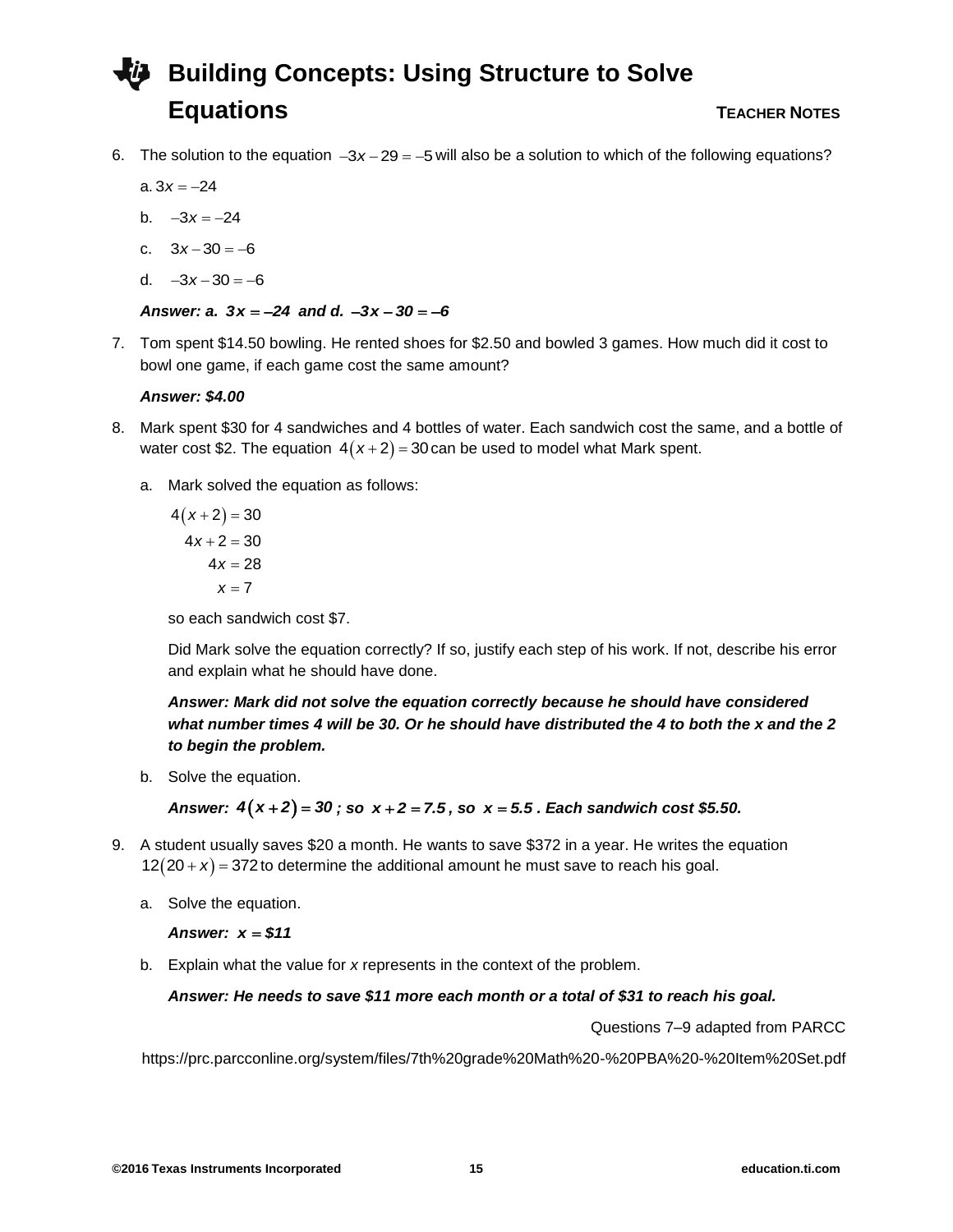# Building Concepts: Using Structure to Solve Equations

**TEACHER NOTES**

6. The solution to the equation $-3x - 29 = -5$ will also be a solution to which of the following equations?

   a. $3x = -24$

   b. $-3x = -24$

   c. $3x - 30 = -6$

   d. $-3x - 30 = -6$

   ***Answer: a. $3x = -24$ and d. $-3x - 30 = -6$***

7. Tom spent $14.50 bowling. He rented shoes for $2.50 and bowled 3 games. How much did it cost to bowl one game, if each game cost the same amount?

   ***Answer: $4.00***

8. Mark spent $30 for 4 sandwiches and 4 bottles of water. Each sandwich cost the same, and a bottle of water cost $2. The equation $4(x+2) = 30$ can be used to model what Mark spent.

   a. Mark solved the equation as follows:

   $$4(x+2) = 30$$
   $$4x + 2 = 30$$
   $$4x = 28$$
   $$x = 7$$

   so each sandwich cost $7.

   Did Mark solve the equation correctly? If so, justify each step of his work. If not, describe his error and explain what he should have done.

   ***Answer: Mark did not solve the equation correctly because he should have considered what number times 4 will be 30. Or he should have distributed the 4 to both the x and the 2 to begin the problem.***

   b. Solve the equation.

   ***Answer: $4(x+2) = 30$ ; so $x + 2 = 7.5$ , so $x = 5.5$ . Each sandwich cost $5.50.***

9. A student usually saves $20 a month. He wants to save $372 in a year. He writes the equation $12(20 + x) = 372$ to determine the additional amount he must save to reach his goal.

   a. Solve the equation.

   ***Answer: $x = \$11$***

   b. Explain what the value for *x* represents in the context of the problem.

   ***Answer: He needs to save $11 more each month or a total of $31 to reach his goal.***

Questions 7–9 adapted from PARCC

https://prc.parcconline.org/system/files/7th%20grade%20Math%20-%20PBA%20-%20Item%20Set.pdf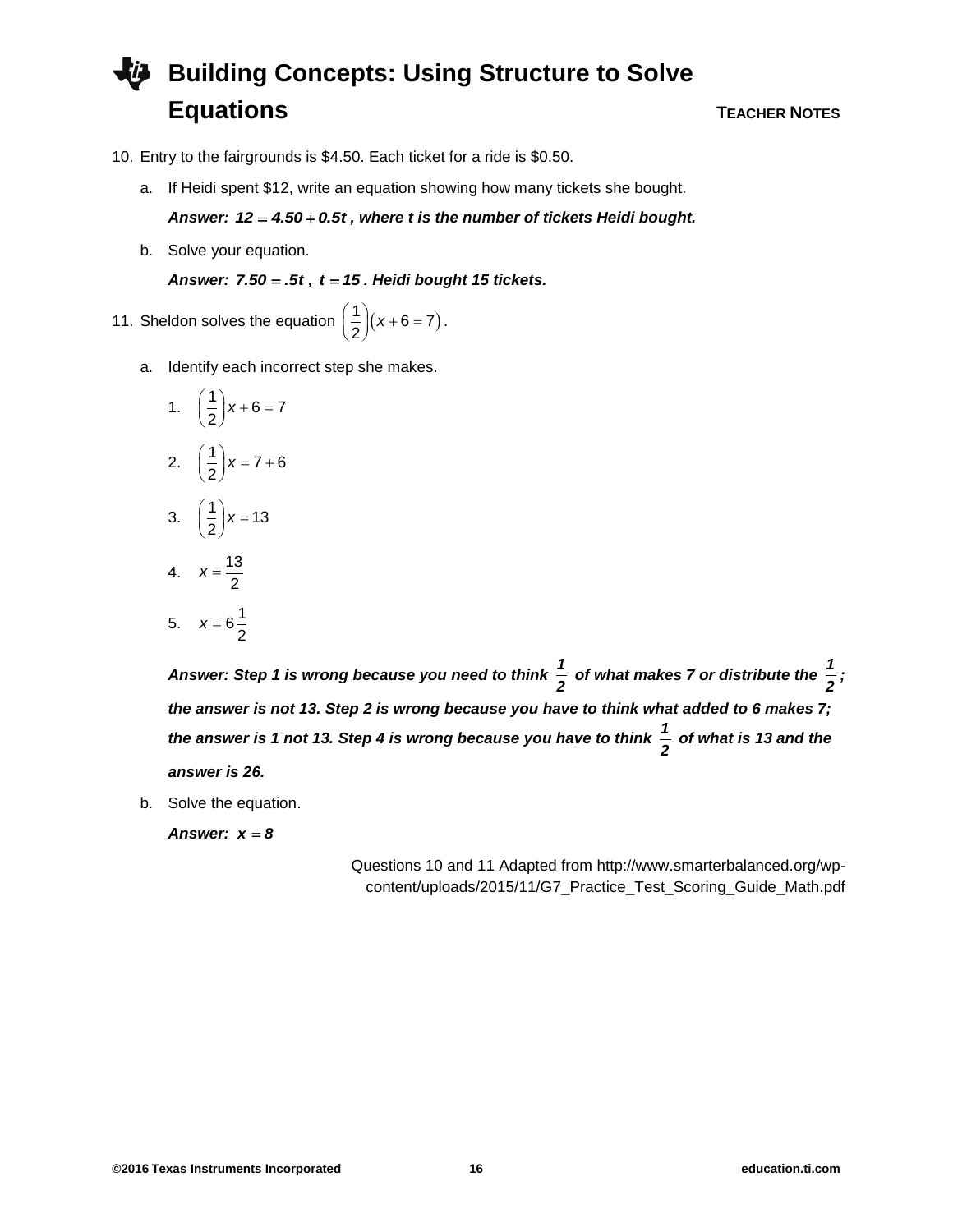10. Entry to the fairgrounds is \$4.50. Each ticket for a ride is \$0.50.

    a. If Heidi spent \$12, write an equation showing how many tickets she bought.

    ***Answer:*** $\boldsymbol{12 = 4.50 + 0.5t}$ ***, where t is the number of tickets Heidi bought.***

    b. Solve your equation.

    ***Answer:*** $\boldsymbol{7.50 = .5t}$ ***,*** $\boldsymbol{t = 15}$ ***. Heidi bought 15 tickets.***

11. Sheldon solves the equation $\left(\frac{1}{2}\right)(x + 6 = 7)$.

    a. Identify each incorrect step she makes.

    1. $\left(\frac{1}{2}\right)x + 6 = 7$
    2. $\left(\frac{1}{2}\right)x = 7 + 6$
    3. $\left(\frac{1}{2}\right)x = 13$
    4. $x = \frac{13}{2}$
    5. $x = 6\frac{1}{2}$

    ***Answer: Step 1 is wrong because you need to think*** $\boldsymbol{\frac{1}{2}}$ ***of what makes 7 or distribute the*** $\boldsymbol{\frac{1}{2}}$***; the answer is not 13. Step 2 is wrong because you have to think what added to 6 makes 7; the answer is 1 not 13. Step 4 is wrong because you have to think*** $\boldsymbol{\frac{1}{2}}$ ***of what is 13 and the answer is 26.***

    b. Solve the equation.

    ***Answer:*** $\boldsymbol{x = 8}$

Questions 10 and 11 Adapted from http://www.smarterbalanced.org/wp-content/uploads/2015/11/G7_Practice_Test_Scoring_Guide_Math.pdf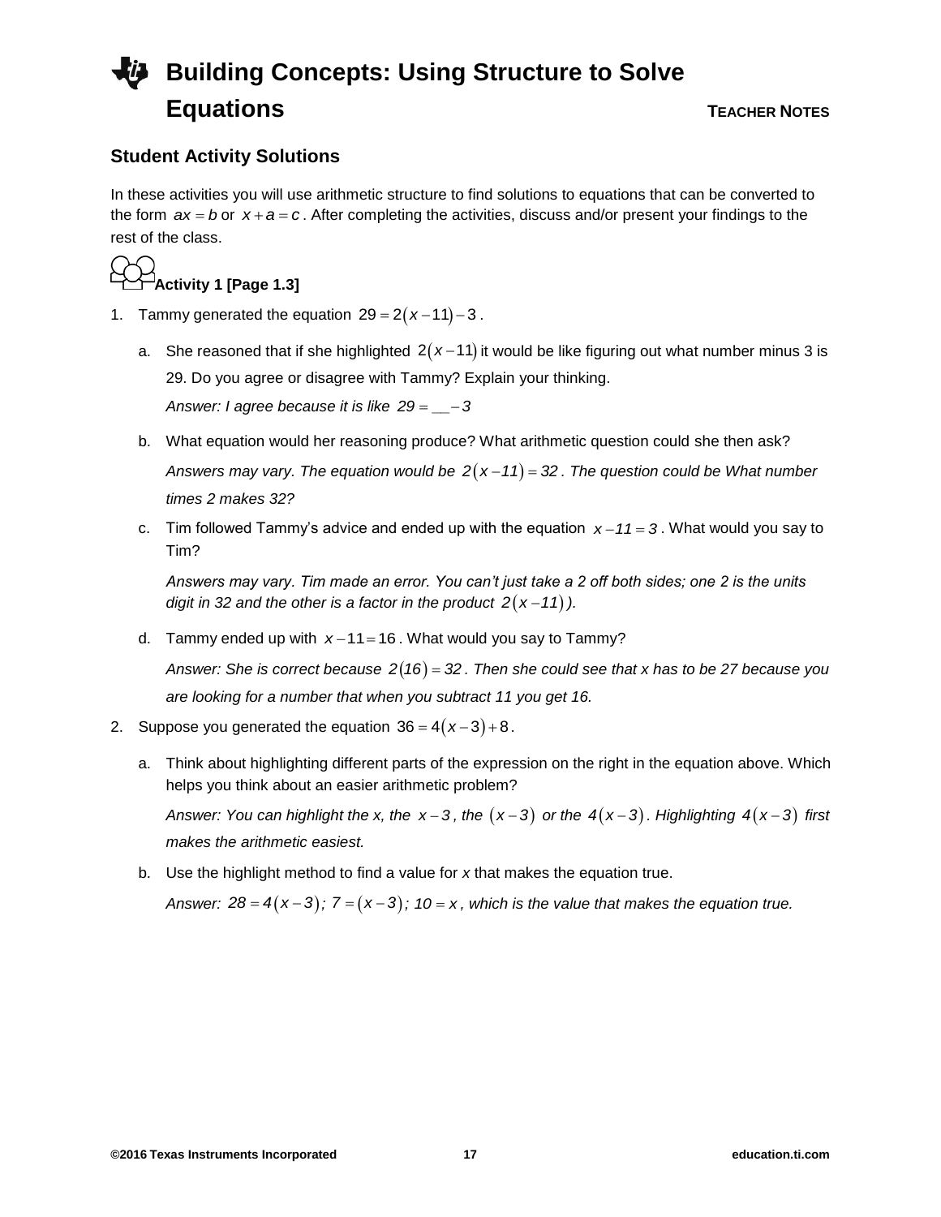# Building Concepts: Using Structure to Solve Equations

**TEACHER NOTES**

## Student Activity Solutions

In these activities you will use arithmetic structure to find solutions to equations that can be converted to the form $ax = b$ or $x + a = c$. After completing the activities, discuss and/or present your findings to the rest of the class.

### Activity 1 [Page 1.3]

1. Tammy generated the equation $29 = 2(x - 11) - 3$.

   a. She reasoned that if she highlighted $2(x - 11)$ it would be like figuring out what number minus 3 is 29. Do you agree or disagree with Tammy? Explain your thinking.

   *Answer: I agree because it is like* $29 = \_\_ - 3$

   b. What equation would her reasoning produce? What arithmetic question could she then ask?

   *Answers may vary. The equation would be* $2(x - 11) = 32$*. The question could be What number times 2 makes 32?*

   c. Tim followed Tammy's advice and ended up with the equation $x - 11 = 3$. What would you say to Tim?

   *Answers may vary. Tim made an error. You can't just take a 2 off both sides; one 2 is the units digit in 32 and the other is a factor in the product* $2(x - 11)$*).*

   d. Tammy ended up with $x - 11 = 16$. What would you say to Tammy?

   *Answer: She is correct because* $2(16) = 32$*. Then she could see that x has to be 27 because you are looking for a number that when you subtract 11 you get 16.*

2. Suppose you generated the equation $36 = 4(x - 3) + 8$.

   a. Think about highlighting different parts of the expression on the right in the equation above. Which helps you think about an easier arithmetic problem?

   *Answer: You can highlight the x, the* $x - 3$*, the* $(x - 3)$ *or the* $4(x - 3)$*. Highlighting* $4(x - 3)$ *first makes the arithmetic easiest.*

   b. Use the highlight method to find a value for *x* that makes the equation true.

   *Answer:* $28 = 4(x - 3)$*;* $7 = (x - 3)$*;* $10 = x$*, which is the value that makes the equation true.*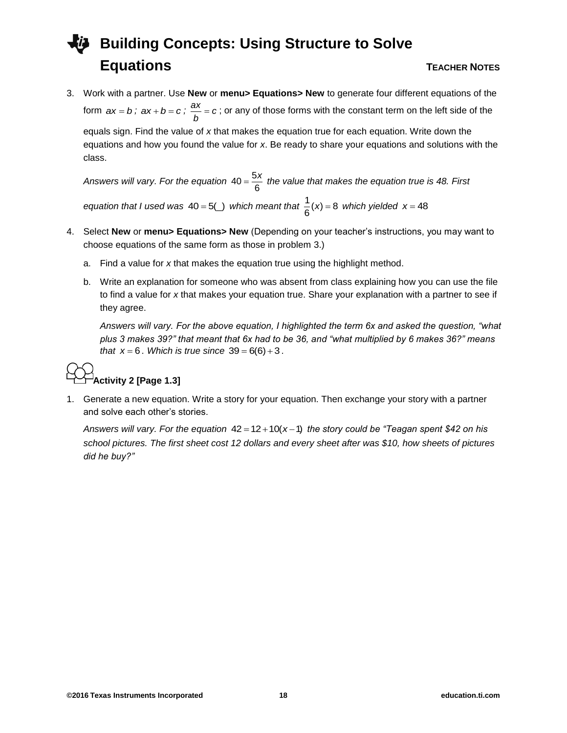# Building Concepts: Using Structure to Solve Equations

**TEACHER NOTES**

3. Work with a partner. Use **New** or **menu> Equations> New** to generate four different equations of the form $ax = b$ ; $ax + b = c$ ; $\frac{ax}{b} = c$ ; or any of those forms with the constant term on the left side of the equals sign. Find the value of *x* that makes the equation true for each equation. Write down the equations and how you found the value for *x*. Be ready to share your equations and solutions with the class.

   *Answers will vary. For the equation* $40 = \frac{5x}{6}$ *the value that makes the equation true is 48. First equation that I used was* $40 = 5(\_)$ *which meant that* $\frac{1}{6}(x) = 8$ *which yielded* $x = 48$

4. Select **New** or **menu> Equations> New** (Depending on your teacher's instructions, you may want to choose equations of the same form as those in problem 3.)

   a. Find a value for *x* that makes the equation true using the highlight method.

   b. Write an explanation for someone who was absent from class explaining how you can use the file to find a value for *x* that makes your equation true. Share your explanation with a partner to see if they agree.

      *Answers will vary. For the above equation, I highlighted the term 6x and asked the question, "what plus 3 makes 39?" that meant that 6x had to be 36, and "what multiplied by 6 makes 36?" means that* $x = 6$. *Which is true since* $39 = 6(6) + 3$.

## Activity 2 [Page 1.3]

1. Generate a new equation. Write a story for your equation. Then exchange your story with a partner and solve each other's stories.

   *Answers will vary. For the equation* $42 = 12 + 10(x - 1)$ *the story could be "Teagan spent $42 on his school pictures. The first sheet cost 12 dollars and every sheet after was $10, how sheets of pictures did he buy?"*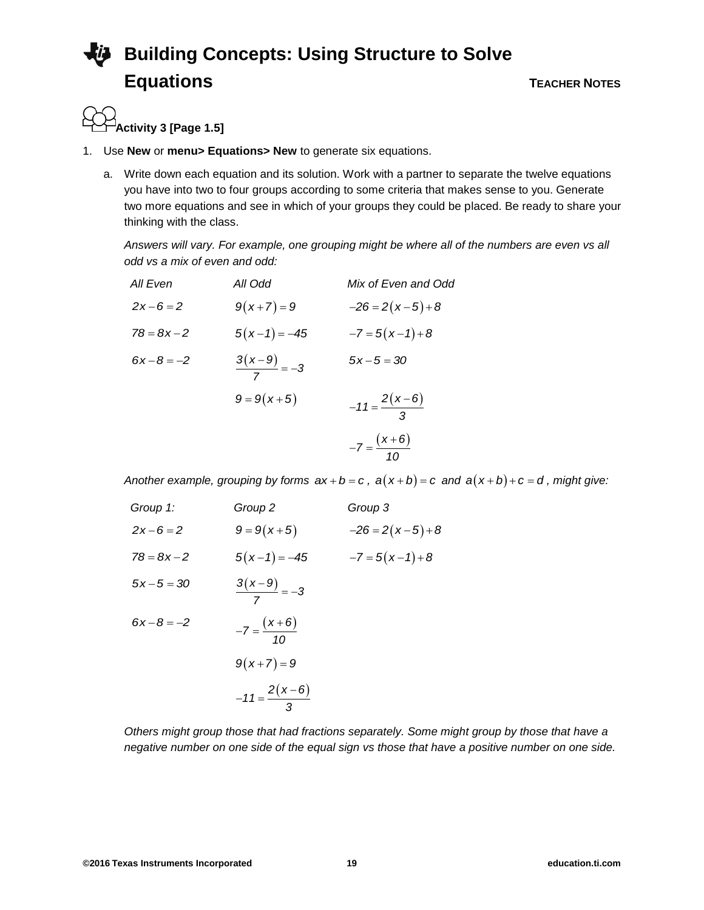# Building Concepts: Using Structure to Solve Equations

**TEACHER NOTES**

**Activity 3 [Page 1.5]**

1. Use **New** or **menu> Equations> New** to generate six equations.

   a. Write down each equation and its solution. Work with a partner to separate the twelve equations you have into two to four groups according to some criteria that makes sense to you. Generate two more equations and see in which of your groups they could be placed. Be ready to share your thinking with the class.

   *Answers will vary. For example, one grouping might be where all of the numbers are even vs all odd vs a mix of even and odd:*

| *All Even* | *All Odd* | *Mix of Even and Odd* |
|---|---|---|
| $2x-6=2$ | $9(x+7)=9$ | $-26=2(x-5)+8$ |
| $78=8x-2$ | $5(x-1)=-45$ | $-7=5(x-1)+8$ |
| $6x-8=-2$ | $\frac{3(x-9)}{7}=-3$ | $5x-5=30$ |
| | $9=9(x+5)$ | $-11=\frac{2(x-6)}{3}$ |
| | | $-7=\frac{(x+6)}{10}$ |

   *Another example, grouping by forms* $ax+b=c$*,* $a(x+b)=c$ *and* $a(x+b)+c=d$*, might give:*

| *Group 1:* | *Group 2* | *Group 3* |
|---|---|---|
| $2x-6=2$ | $9=9(x+5)$ | $-26=2(x-5)+8$ |
| $78=8x-2$ | $5(x-1)=-45$ | $-7=5(x-1)+8$ |
| $5x-5=30$ | $\frac{3(x-9)}{7}=-3$ | |
| $6x-8=-2$ | $-7=\frac{(x+6)}{10}$ | |
| | $9(x+7)=9$ | |
| | $-11=\frac{2(x-6)}{3}$ | |

   *Others might group those that had fractions separately. Some might group by those that have a negative number on one side of the equal sign vs those that have a positive number on one side.*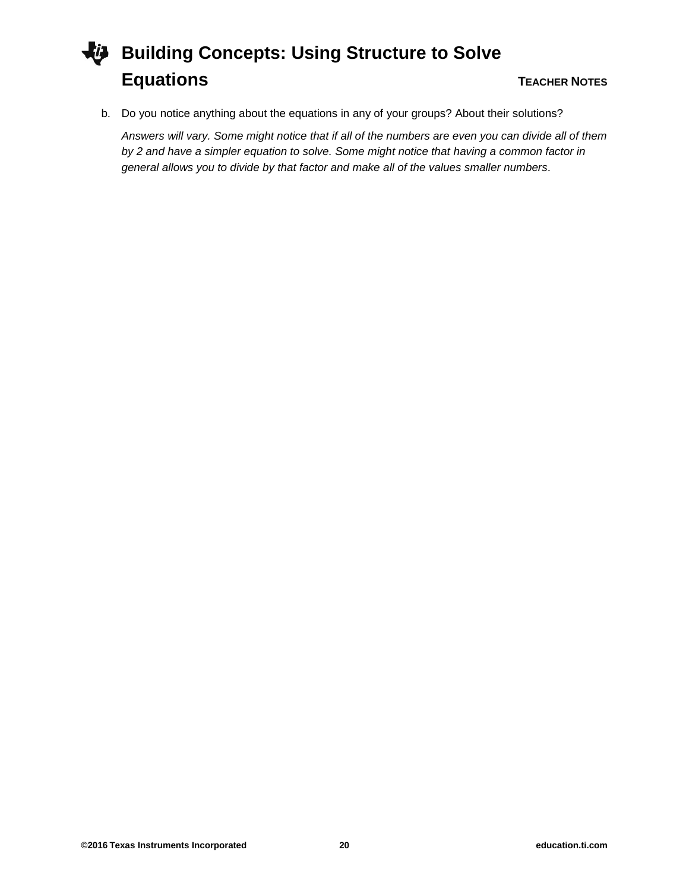b. Do you notice anything about the equations in any of your groups? About their solutions?

*Answers will vary. Some might notice that if all of the numbers are even you can divide all of them by 2 and have a simpler equation to solve. Some might notice that having a common factor in general allows you to divide by that factor and make all of the values smaller numbers*.